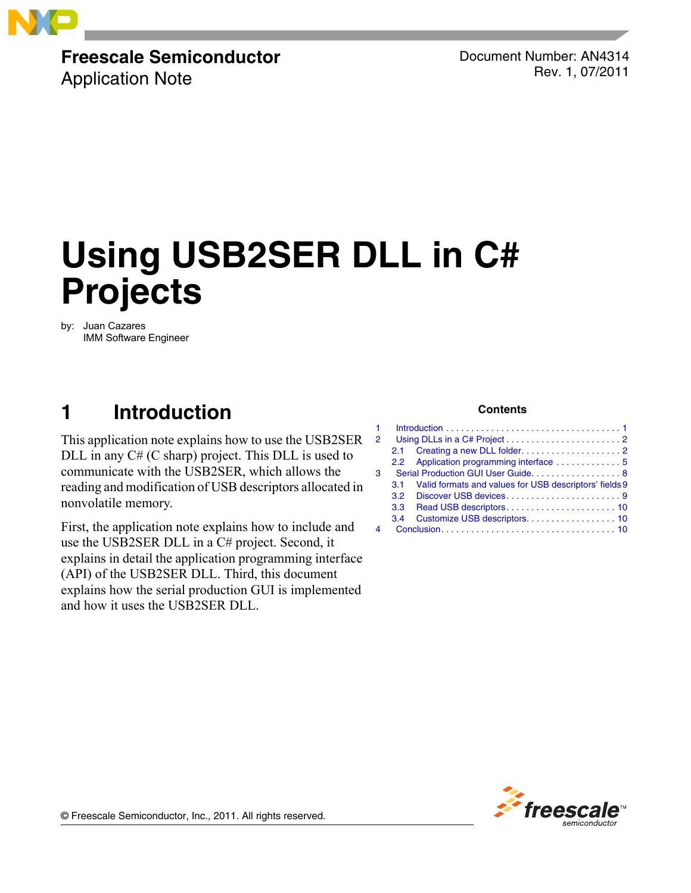**Freescale Semiconductor**
Application Note

Document Number: AN4314
Rev. 1, 07/2011

# Using USB2SER DLL in C# Projects

by: Juan Cazares
IMM Software Engineer

## 1 Introduction

This application note explains how to use the USB2SER DLL in any C# (C sharp) project. This DLL is used to communicate with the USB2SER, which allows the reading and modification of USB descriptors allocated in nonvolatile memory.

First, the application note explains how to include and use the USB2SER DLL in a C# project. Second, it explains in detail the application programming interface (API) of the USB2SER DLL. Third, this document explains how the serial production GUI is implemented and how it uses the USB2SER DLL.

**Contents**

1 Introduction . . . . . . . . . . . . . . . . . . . . . . . . . . . . . . . . . . . 1
2 Using DLLs in a C# Project . . . . . . . . . . . . . . . . . . . . . . . 2
  2.1 Creating a new DLL folder. . . . . . . . . . . . . . . . . . . . 2
  2.2 Application programming interface . . . . . . . . . . . . . 5
3 Serial Production GUI User Guide. . . . . . . . . . . . . . . . . . 8
  3.1 Valid formats and values for USB descriptors' fields 9
  3.2 Discover USB devices . . . . . . . . . . . . . . . . . . . . . . . 9
  3.3 Read USB descriptors . . . . . . . . . . . . . . . . . . . . . . 10
  3.4 Customize USB descriptors. . . . . . . . . . . . . . . . . . 10
4 Conclusion. . . . . . . . . . . . . . . . . . . . . . . . . . . . . . . . . . . 10

© Freescale Semiconductor, Inc., 2011. All rights reserved.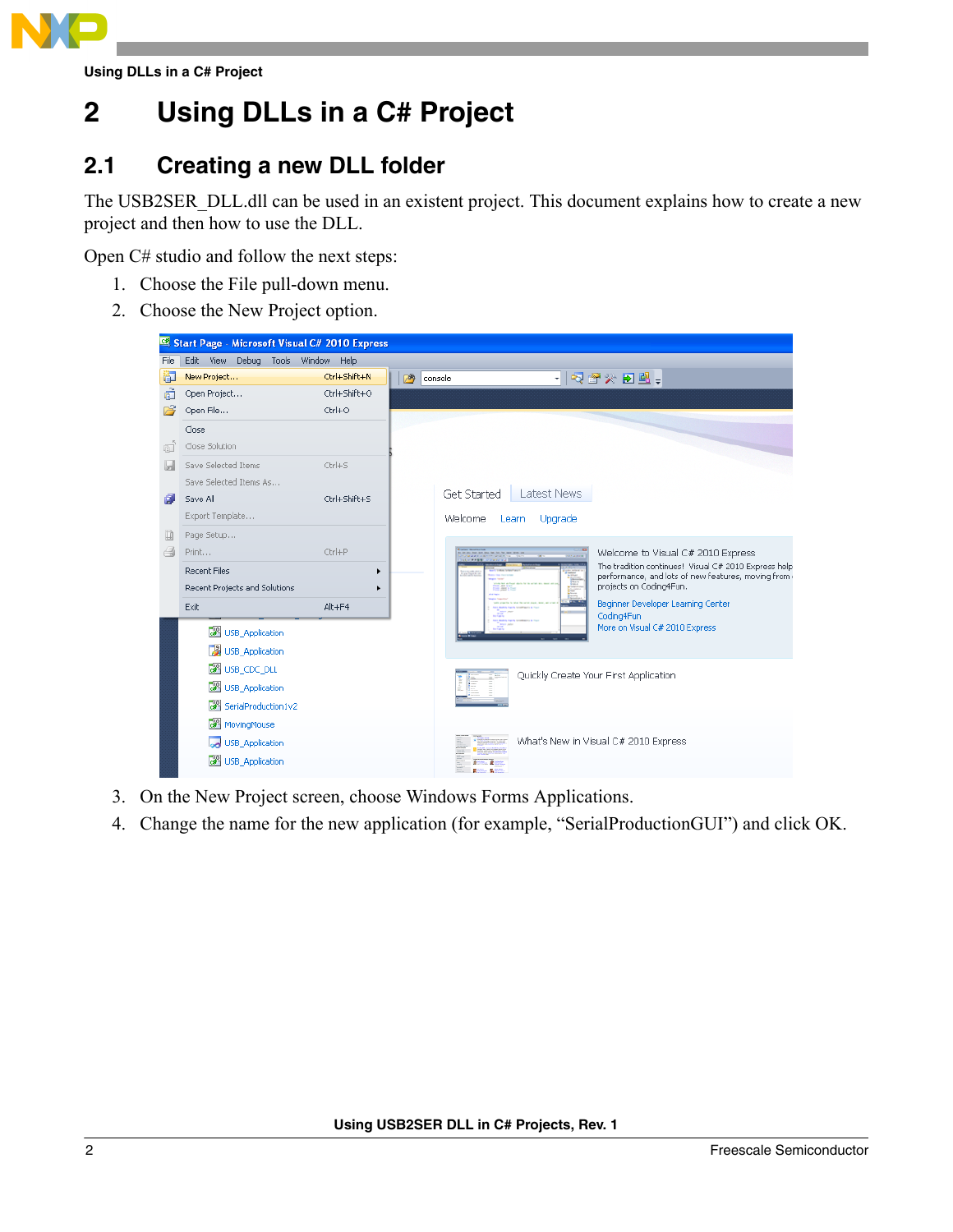# 2 Using DLLs in a C# Project

## 2.1 Creating a new DLL folder

The USB2SER_DLL.dll can be used in an existent project. This document explains how to create a new project and then how to use the DLL.

Open C# studio and follow the next steps:

1. Choose the File pull-down menu.
2. Choose the New Project option.
3. On the New Project screen, choose Windows Forms Applications.
4. Change the name for the new application (for example, "SerialProductionGUI") and click OK.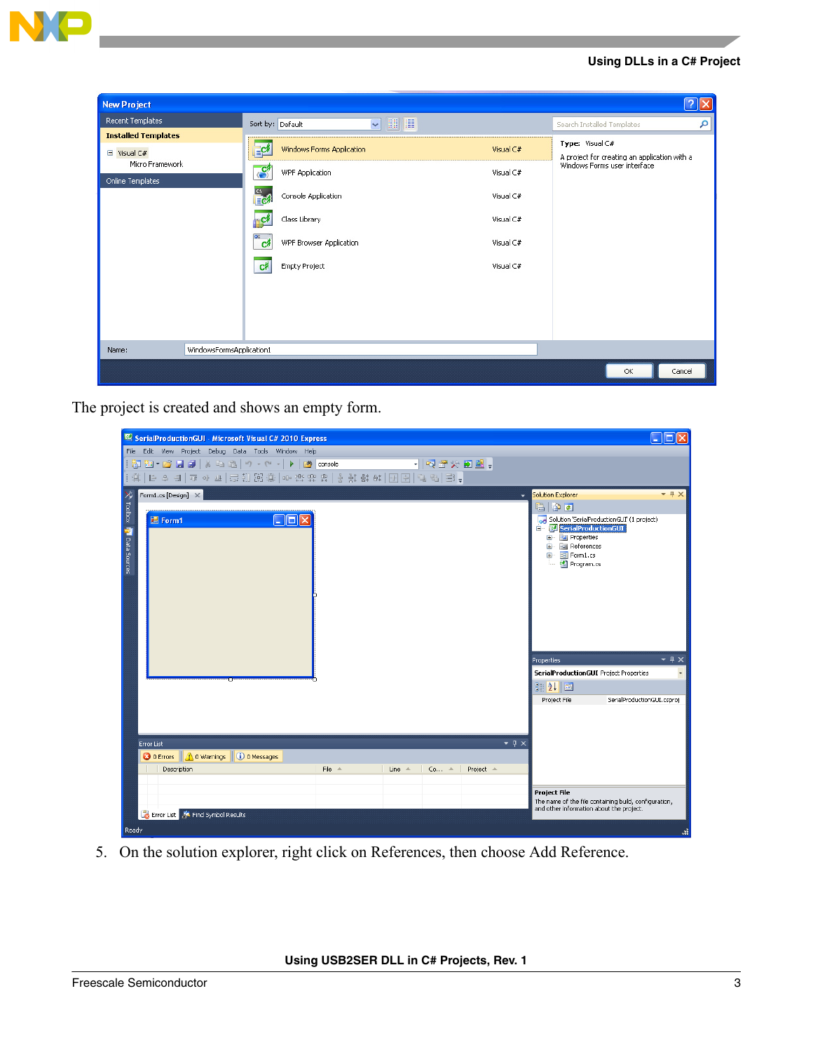The project is created and shows an empty form.

5. On the solution explorer, right click on References, then choose Add Reference.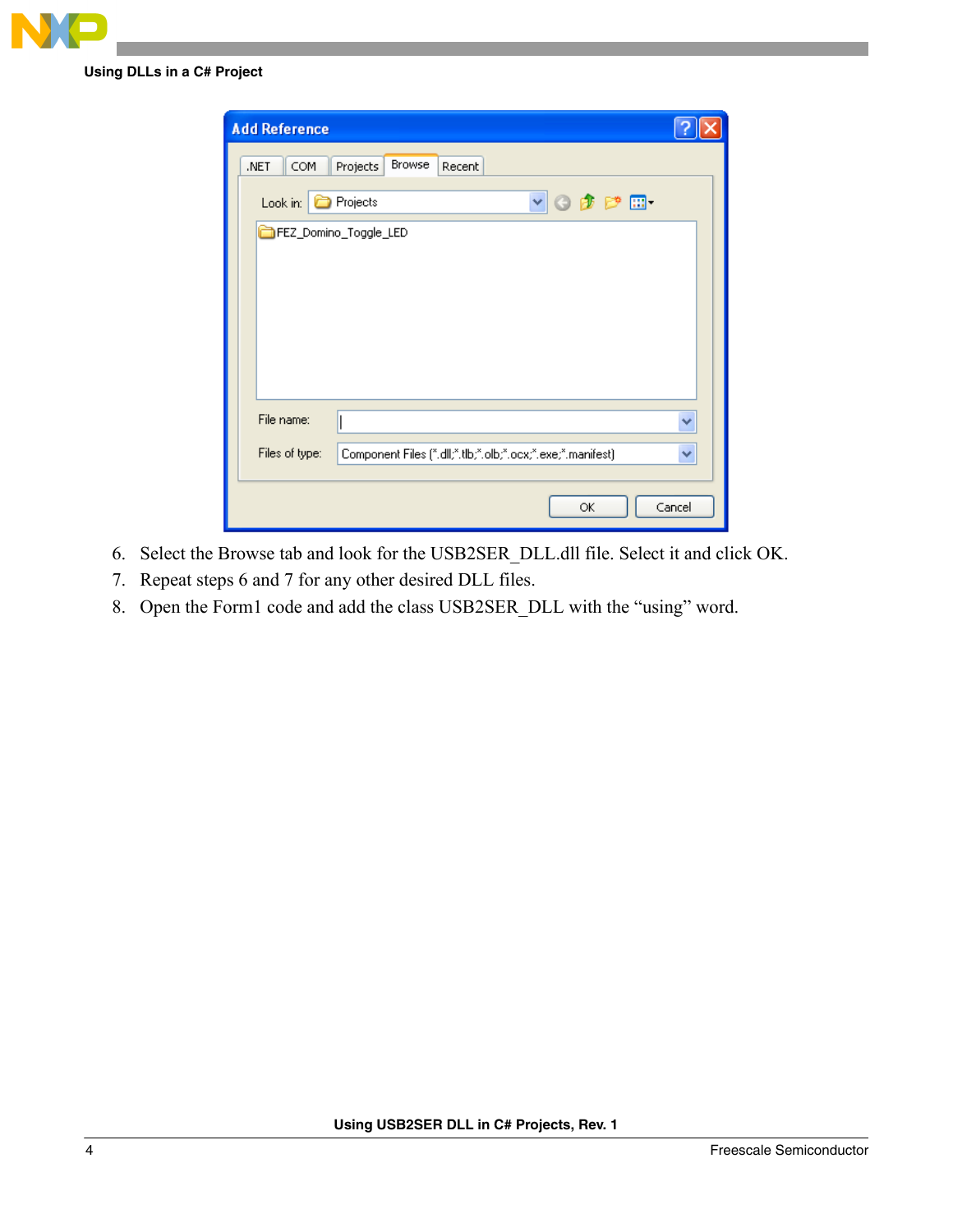6. Select the Browse tab and look for the USB2SER_DLL.dll file. Select it and click OK.
7. Repeat steps 6 and 7 for any other desired DLL files.
8. Open the Form1 code and add the class USB2SER_DLL with the “using” word.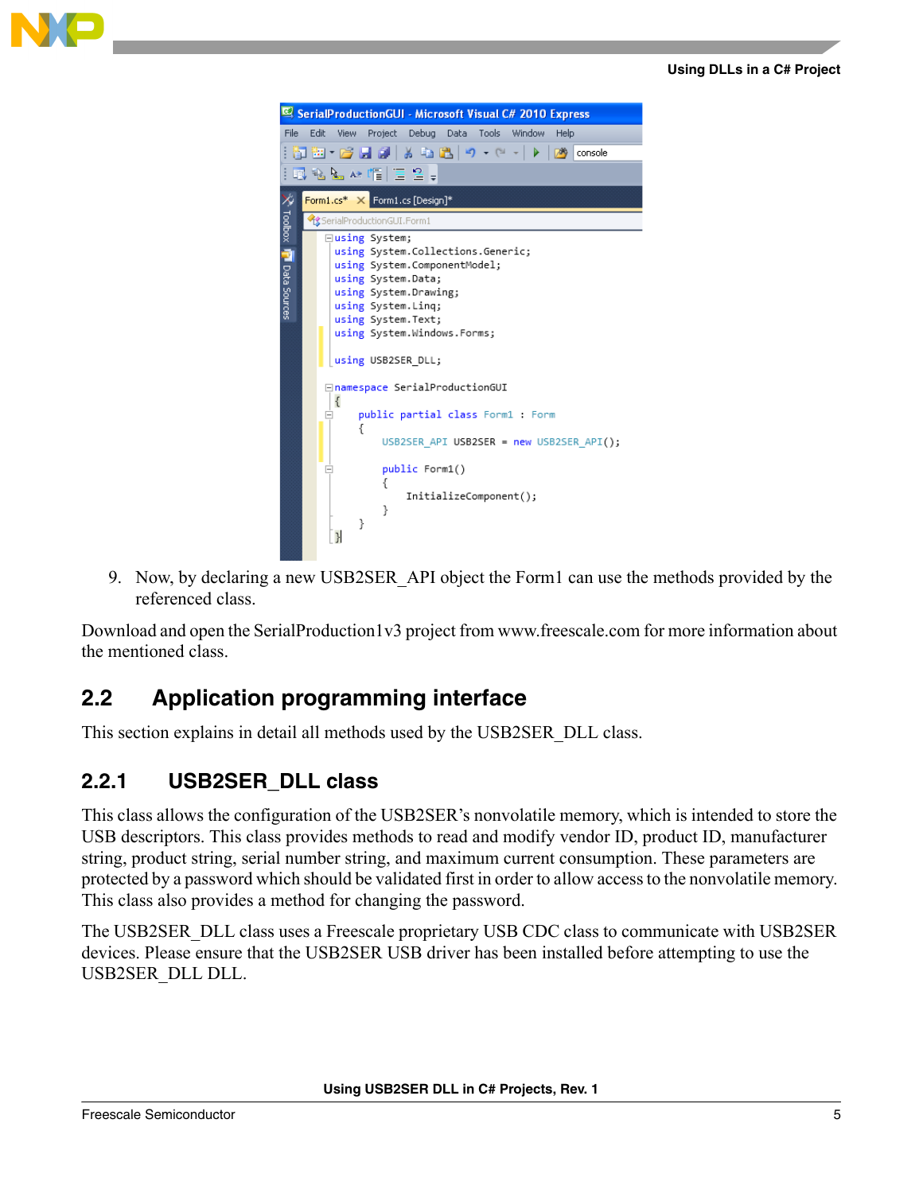```
using System;
using System.Collections.Generic;
using System.ComponentModel;
using System.Data;
using System.Drawing;
using System.Linq;
using System.Text;
using System.Windows.Forms;

using USB2SER_DLL;

namespace SerialProductionGUI
{
    public partial class Form1 : Form
    {
        USB2SER_API USB2SER = new USB2SER_API();

        public Form1()
        {
            InitializeComponent();
        }
    }
}
```

9. Now, by declaring a new USB2SER_API object the Form1 can use the methods provided by the referenced class.

Download and open the SerialProduction1v3 project from www.freescale.com for more information about the mentioned class.

## 2.2 Application programming interface

This section explains in detail all methods used by the USB2SER_DLL class.

### 2.2.1 USB2SER_DLL class

This class allows the configuration of the USB2SER's nonvolatile memory, which is intended to store the USB descriptors. This class provides methods to read and modify vendor ID, product ID, manufacturer string, product string, serial number string, and maximum current consumption. These parameters are protected by a password which should be validated first in order to allow access to the nonvolatile memory. This class also provides a method for changing the password.

The USB2SER_DLL class uses a Freescale proprietary USB CDC class to communicate with USB2SER devices. Please ensure that the USB2SER USB driver has been installed before attempting to use the USB2SER_DLL DLL.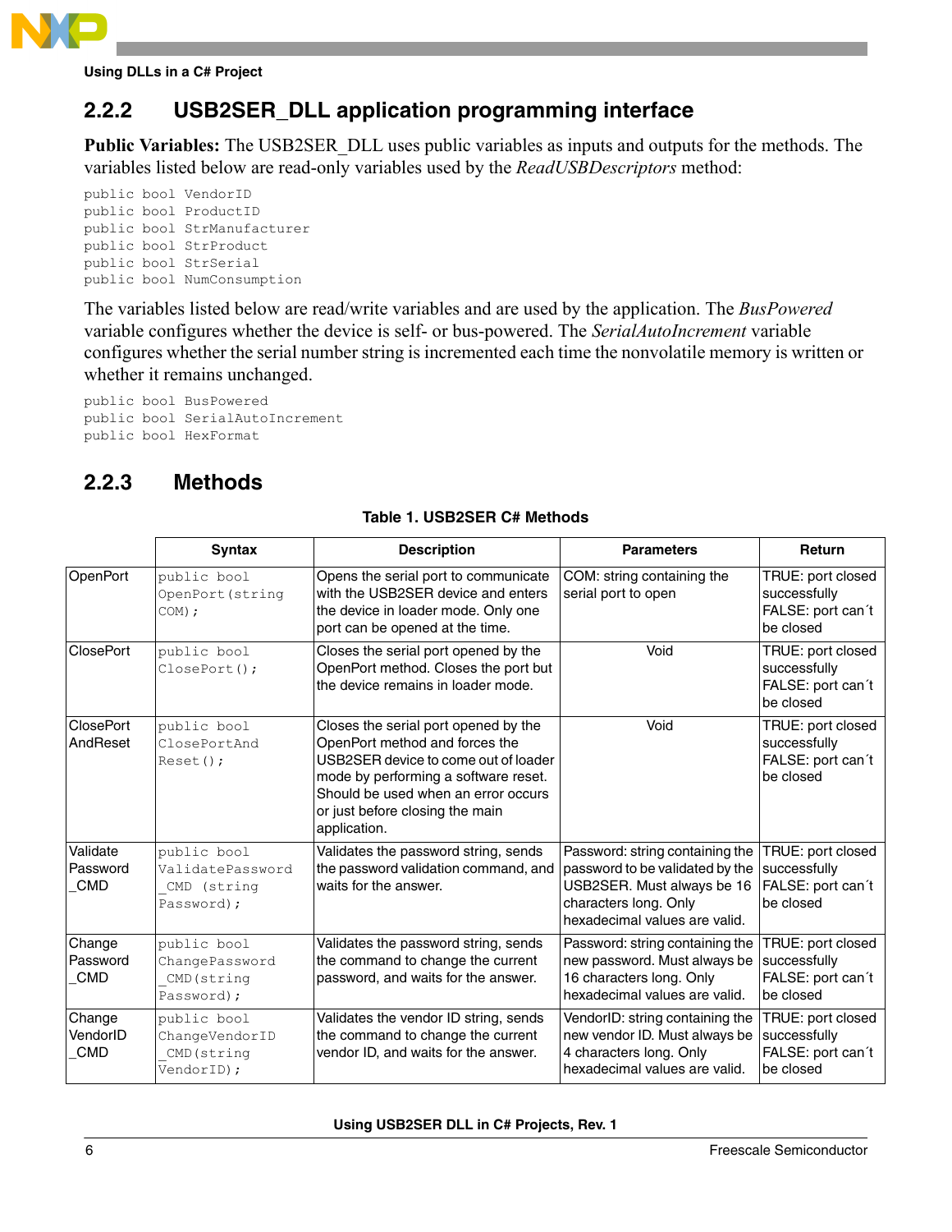## 2.2.2 USB2SER_DLL application programming interface

**Public Variables:** The USB2SER_DLL uses public variables as inputs and outputs for the methods. The variables listed below are read-only variables used by the *ReadUSBDescriptors* method:

```
public bool VendorID
public bool ProductID
public bool StrManufacturer
public bool StrProduct
public bool StrSerial
public bool NumConsumption
```

The variables listed below are read/write variables and are used by the application. The *BusPowered* variable configures whether the device is self- or bus-powered. The *SerialAutoIncrement* variable configures whether the serial number string is incremented each time the nonvolatile memory is written or whether it remains unchanged.

```
public bool BusPowered
public bool SerialAutoIncrement
public bool HexFormat
```

## 2.2.3 Methods

**Table 1. USB2SER C# Methods**

| | Syntax | Description | Parameters | Return |
|---|---|---|---|---|
| OpenPort | `public bool OpenPort(string COM);` | Opens the serial port to communicate with the USB2SER device and enters the device in loader mode. Only one port can be opened at the time. | COM: string containing the serial port to open | TRUE: port closed successfully FALSE: port can´t be closed |
| ClosePort | `public bool ClosePort();` | Closes the serial port opened by the OpenPort method. Closes the port but the device remains in loader mode. | Void | TRUE: port closed successfully FALSE: port can´t be closed |
| ClosePort AndReset | `public bool ClosePortAndReset();` | Closes the serial port opened by the OpenPort method and forces the USB2SER device to come out of loader mode by performing a software reset. Should be used when an error occurs or just before closing the main application. | Void | TRUE: port closed successfully FALSE: port can´t be closed |
| Validate Password _CMD | `public bool ValidatePassword _CMD (string Password);` | Validates the password string, sends the password validation command, and waits for the answer. | Password: string containing the password to be validated by the USB2SER. Must always be 16 characters long. Only hexadecimal values are valid. | TRUE: port closed successfully FALSE: port can´t be closed |
| Change Password _CMD | `public bool ChangePassword _CMD(string Password);` | Validates the password string, sends the command to change the current password, and waits for the answer. | Password: string containing the new password. Must always be 16 characters long. Only hexadecimal values are valid. | TRUE: port closed successfully FALSE: port can´t be closed |
| Change VendorID _CMD | `public bool ChangeVendorID _CMD(string VendorID);` | Validates the vendor ID string, sends the command to change the current vendor ID, and waits for the answer. | VendorID: string containing the new vendor ID. Must always be 4 characters long. Only hexadecimal values are valid. | TRUE: port closed successfully FALSE: port can´t be closed |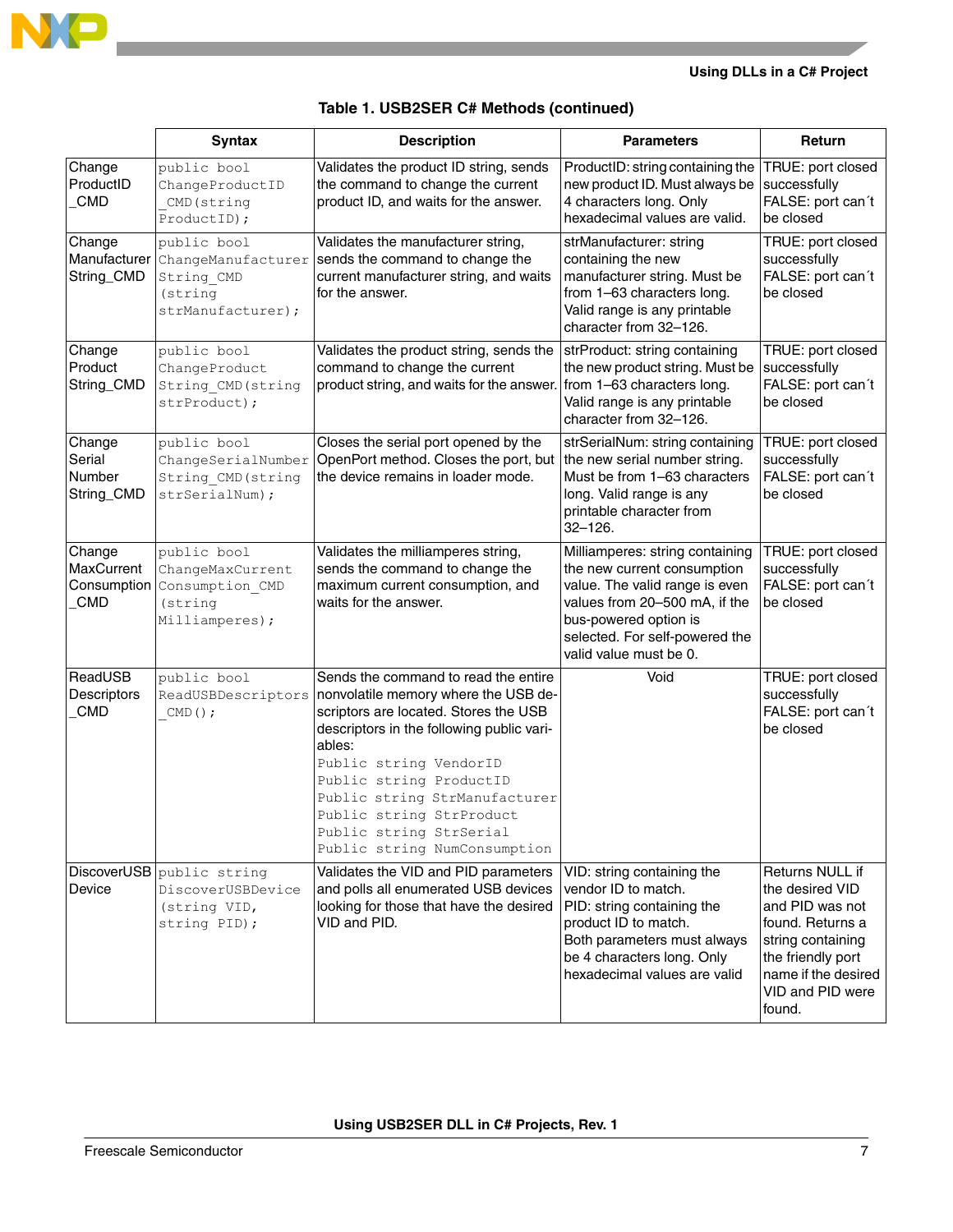**Table 1. USB2SER C# Methods (continued)**

| | Syntax | Description | Parameters | Return |
|---|---|---|---|---|
| ChangeProductID_CMD | `public bool ChangeProductID_CMD(string ProductID);` | Validates the product ID string, sends the command to change the current product ID, and waits for the answer. | ProductID: string containing the new product ID. Must always be 4 characters long. Only hexadecimal values are valid. | TRUE: port closed successfully FALSE: port can´t be closed |
| ChangeManufacturerString_CMD | `public bool ChangeManufacturerString_CMD (string strManufacturer);` | Validates the manufacturer string, sends the command to change the current manufacturer string, and waits for the answer. | strManufacturer: string containing the new manufacturer string. Must be from 1–63 characters long. Valid range is any printable character from 32–126. | TRUE: port closed successfully FALSE: port can´t be closed |
| ChangeProductString_CMD | `public bool ChangeProductString_CMD(string strProduct);` | Validates the product string, sends the command to change the current product string, and waits for the answer. | strProduct: string containing the new product string. Must be from 1–63 characters long. Valid range is any printable character from 32–126. | TRUE: port closed successfully FALSE: port can´t be closed |
| ChangeSerialNumberString_CMD | `public bool ChangeSerialNumberString_CMD(string strSerialNum);` | Closes the serial port opened by the OpenPort method. Closes the port, but the device remains in loader mode. | strSerialNum: string containing the new serial number string. Must be from 1–63 characters long. Valid range is any printable character from 32–126. | TRUE: port closed successfully FALSE: port can´t be closed |
| ChangeMaxCurrentConsumption_CMD | `public bool ChangeMaxCurrentConsumption_CMD (string Milliamperes);` | Validates the milliamperes string, sends the command to change the maximum current consumption, and waits for the answer. | Milliamperes: string containing the new current consumption value. The valid range is even values from 20–500 mA, if the bus-powered option is selected. For self-powered the valid value must be 0. | TRUE: port closed successfully FALSE: port can´t be closed |
| ReadUSBDescriptors_CMD | `public bool ReadUSBDescriptors_CMD();` | Sends the command to read the entire nonvolatile memory where the USB descriptors are located. Stores the USB descriptors in the following public variables: `Public string VendorID` `Public string ProductID` `Public string StrManufacturer` `Public string StrProduct` `Public string StrSerial` `Public string NumConsumption` | Void | TRUE: port closed successfully FALSE: port can´t be closed |
| DiscoverUSBDevice | `public string DiscoverUSBDevice (string VID, string PID);` | Validates the VID and PID parameters and polls all enumerated USB devices looking for those that have the desired VID and PID. | VID: string containing the vendor ID to match. PID: string containing the product ID to match. Both parameters must always be 4 characters long. Only hexadecimal values are valid | Returns NULL if the desired VID and PID was not found. Returns a string containing the friendly port name if the desired VID and PID were found. |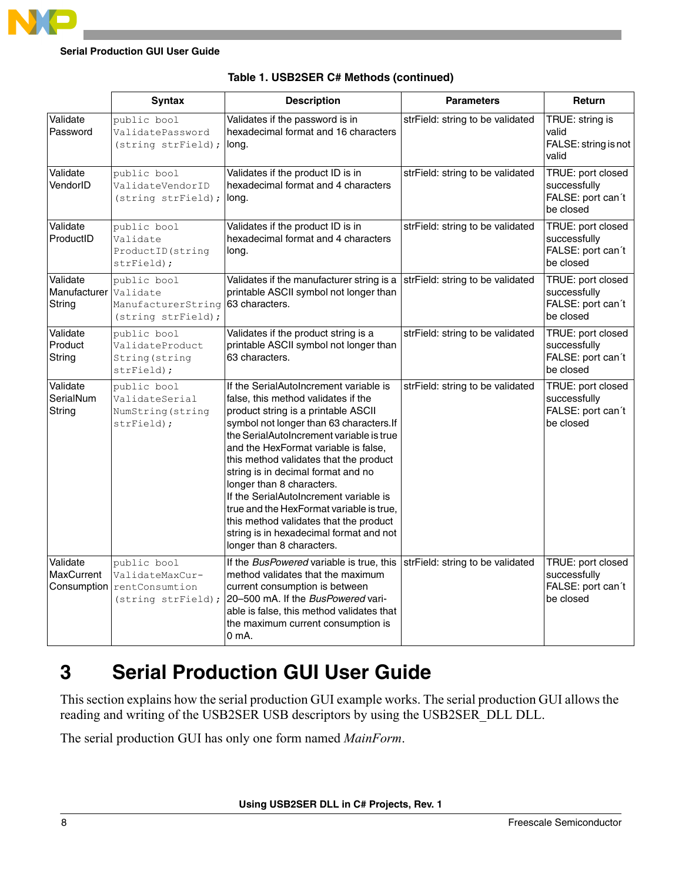**Table 1. USB2SER C# Methods (continued)**

| | Syntax | Description | Parameters | Return |
|---|---|---|---|---|
| Validate Password | `public bool ValidatePassword (string strField);` | Validates if the password is in hexadecimal format and 16 characters long. | strField: string to be validated | TRUE: string is valid<br>FALSE: string is not valid |
| Validate VendorID | `public bool ValidateVendorID (string strField);` | Validates if the product ID is in hexadecimal format and 4 characters long. | strField: string to be validated | TRUE: port closed successfully<br>FALSE: port can´t be closed |
| Validate ProductID | `public bool Validate ProductID(string strField);` | Validates if the product ID is in hexadecimal format and 4 characters long. | strField: string to be validated | TRUE: port closed successfully<br>FALSE: port can´t be closed |
| Validate Manufacturer String | `public bool Validate ManufacturerString (string strField);` | Validates if the manufacturer string is a printable ASCII symbol not longer than 63 characters. | strField: string to be validated | TRUE: port closed successfully<br>FALSE: port can´t be closed |
| Validate Product String | `public bool ValidateProduct String(string strField);` | Validates if the product string is a printable ASCII symbol not longer than 63 characters. | strField: string to be validated | TRUE: port closed successfully<br>FALSE: port can´t be closed |
| Validate SerialNum String | `public bool ValidateSerial NumString(string strField);` | If the SerialAutoIncrement variable is false, this method validates if the product string is a printable ASCII symbol not longer than 63 characters.If the SerialAutoIncrement variable is true and the HexFormat variable is false, this method validates that the product string is in decimal format and no longer than 8 characters.<br>If the SerialAutoIncrement variable is true and the HexFormat variable is true, this method validates that the product string is in hexadecimal format and not longer than 8 characters. | strField: string to be validated | TRUE: port closed successfully<br>FALSE: port can´t be closed |
| Validate MaxCurrent Consumption | `public bool ValidateMaxCur-rentConsumtion (string strField);` | If the *BusPowered* variable is true, this method validates that the maximum current consumption is between 20–500 mA. If the *BusPowered* vari-able is false, this method validates that the maximum current consumption is 0 mA. | strField: string to be validated | TRUE: port closed successfully<br>FALSE: port can´t be closed |

# 3 Serial Production GUI User Guide

This section explains how the serial production GUI example works. The serial production GUI allows the reading and writing of the USB2SER USB descriptors by using the USB2SER_DLL DLL.

The serial production GUI has only one form named *MainForm*.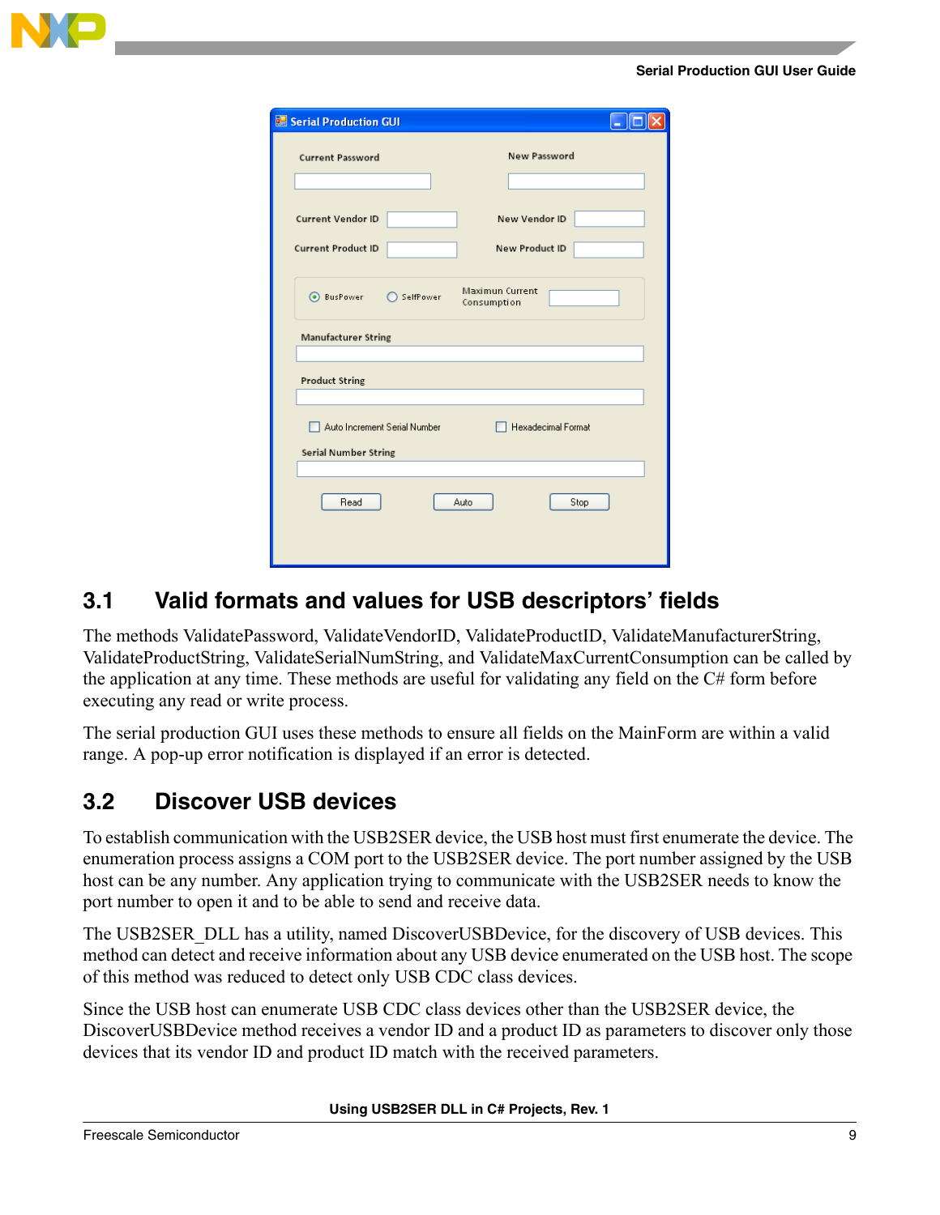## 3.1 Valid formats and values for USB descriptors' fields

The methods ValidatePassword, ValidateVendorID, ValidateProductID, ValidateManufacturerString, ValidateProductString, ValidateSerialNumString, and ValidateMaxCurrentConsumption can be called by the application at any time. These methods are useful for validating any field on the C# form before executing any read or write process.

The serial production GUI uses these methods to ensure all fields on the MainForm are within a valid range. A pop-up error notification is displayed if an error is detected.

## 3.2 Discover USB devices

To establish communication with the USB2SER device, the USB host must first enumerate the device. The enumeration process assigns a COM port to the USB2SER device. The port number assigned by the USB host can be any number. Any application trying to communicate with the USB2SER needs to know the port number to open it and to be able to send and receive data.

The USB2SER_DLL has a utility, named DiscoverUSBDevice, for the discovery of USB devices. This method can detect and receive information about any USB device enumerated on the USB host. The scope of this method was reduced to detect only USB CDC class devices.

Since the USB host can enumerate USB CDC class devices other than the USB2SER device, the DiscoverUSBDevice method receives a vendor ID and a product ID as parameters to discover only those devices that its vendor ID and product ID match with the received parameters.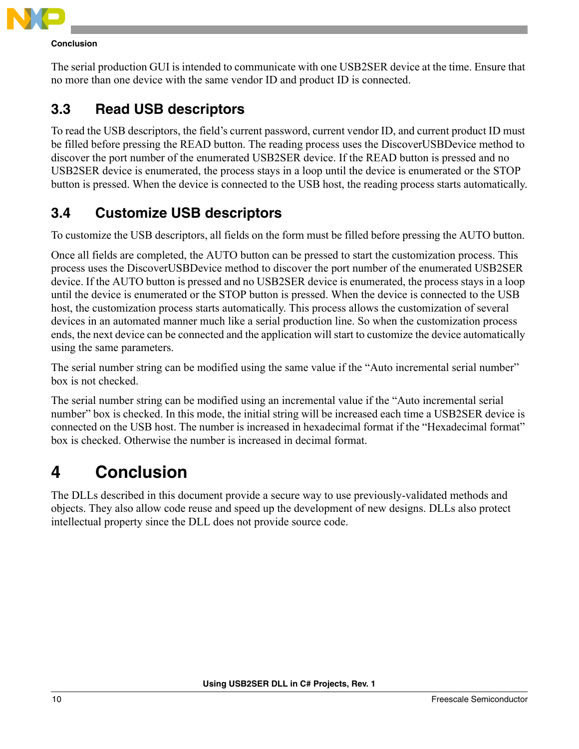The serial production GUI is intended to communicate with one USB2SER device at the time. Ensure that no more than one device with the same vendor ID and product ID is connected.

## 3.3 Read USB descriptors

To read the USB descriptors, the field's current password, current vendor ID, and current product ID must be filled before pressing the READ button. The reading process uses the DiscoverUSBDevice method to discover the port number of the enumerated USB2SER device. If the READ button is pressed and no USB2SER device is enumerated, the process stays in a loop until the device is enumerated or the STOP button is pressed. When the device is connected to the USB host, the reading process starts automatically.

## 3.4 Customize USB descriptors

To customize the USB descriptors, all fields on the form must be filled before pressing the AUTO button.

Once all fields are completed, the AUTO button can be pressed to start the customization process. This process uses the DiscoverUSBDevice method to discover the port number of the enumerated USB2SER device. If the AUTO button is pressed and no USB2SER device is enumerated, the process stays in a loop until the device is enumerated or the STOP button is pressed. When the device is connected to the USB host, the customization process starts automatically. This process allows the customization of several devices in an automated manner much like a serial production line. So when the customization process ends, the next device can be connected and the application will start to customize the device automatically using the same parameters.

The serial number string can be modified using the same value if the "Auto incremental serial number" box is not checked.

The serial number string can be modified using an incremental value if the "Auto incremental serial number" box is checked. In this mode, the initial string will be increased each time a USB2SER device is connected on the USB host. The number is increased in hexadecimal format if the "Hexadecimal format" box is checked. Otherwise the number is increased in decimal format.

# 4 Conclusion

The DLLs described in this document provide a secure way to use previously-validated methods and objects. They also allow code reuse and speed up the development of new designs. DLLs also protect intellectual property since the DLL does not provide source code.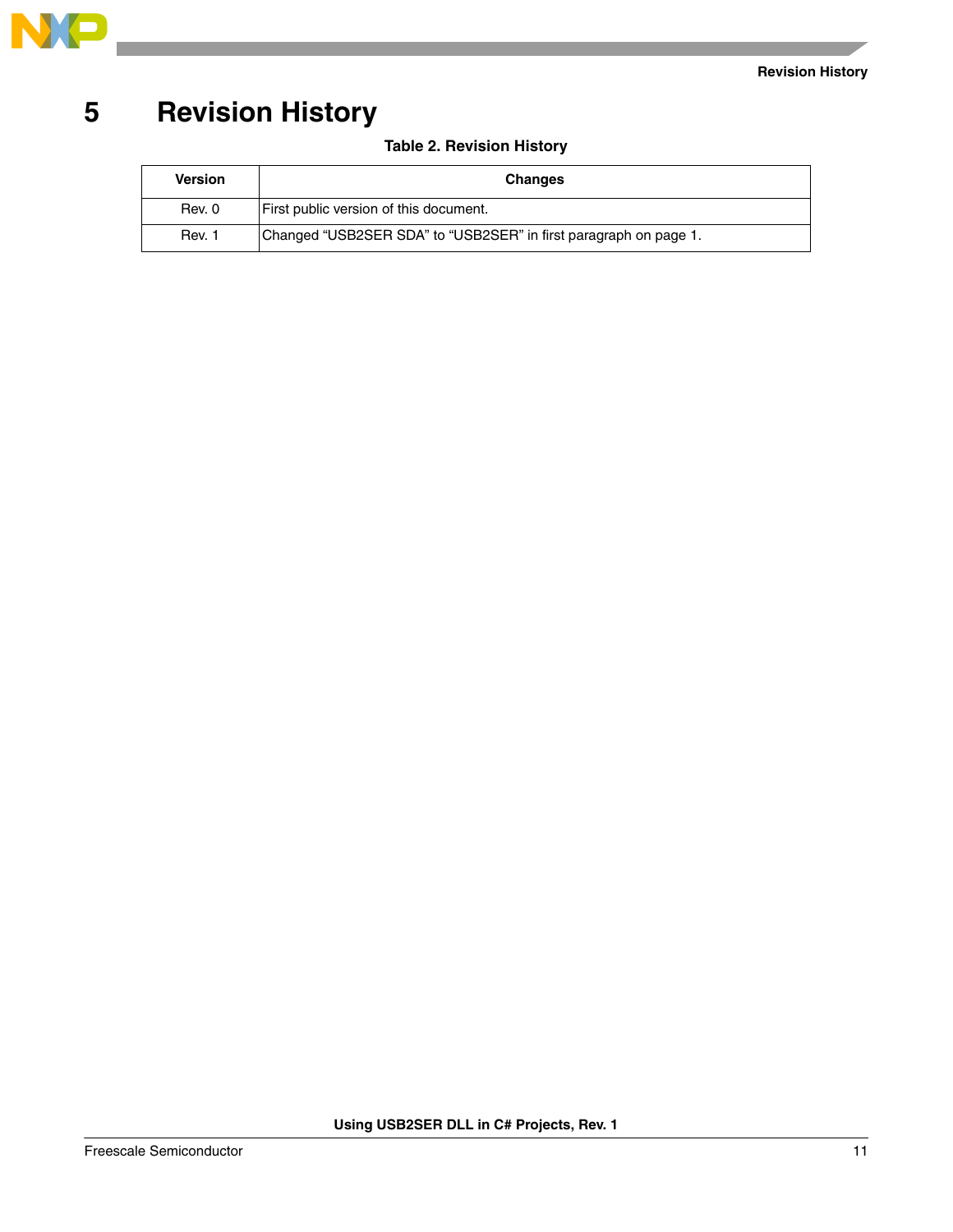# 5 Revision History

**Table 2. Revision History**

| Version | Changes |
|---|---|
| Rev. 0 | First public version of this document. |
| Rev. 1 | Changed “USB2SER SDA” to “USB2SER” in first paragraph on page 1. |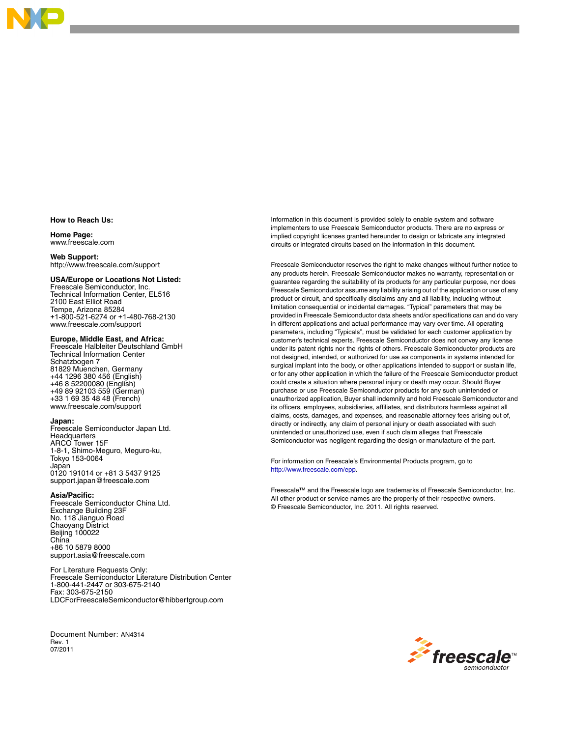**How to Reach Us:**

**Home Page:**
www.freescale.com

**Web Support:**
http://www.freescale.com/support

**USA/Europe or Locations Not Listed:**
Freescale Semiconductor, Inc.
Technical Information Center, EL516
2100 East Elliot Road
Tempe, Arizona 85284
+1-800-521-6274 or +1-480-768-2130
www.freescale.com/support

**Europe, Middle East, and Africa:**
Freescale Halbleiter Deutschland GmbH
Technical Information Center
Schatzbogen 7
81829 Muenchen, Germany
+44 1296 380 456 (English)
+46 8 52200080 (English)
+49 89 92103 559 (German)
+33 1 69 35 48 48 (French)
www.freescale.com/support

**Japan:**
Freescale Semiconductor Japan Ltd.
Headquarters
ARCO Tower 15F
1-8-1, Shimo-Meguro, Meguro-ku,
Tokyo 153-0064
Japan
0120 191014 or +81 3 5437 9125
support.japan@freescale.com

**Asia/Pacific:**
Freescale Semiconductor China Ltd.
Exchange Building 23F
No. 118 Jianguo Road
Chaoyang District
Beijing 100022
China
+86 10 5879 8000
support.asia@freescale.com

For Literature Requests Only:
Freescale Semiconductor Literature Distribution Center
1-800-441-2447 or 303-675-2140
Fax: 303-675-2150
LDCForFreescaleSemiconductor@hibbertgroup.com

Information in this document is provided solely to enable system and software implementers to use Freescale Semiconductor products. There are no express or implied copyright licenses granted hereunder to design or fabricate any integrated circuits or integrated circuits based on the information in this document.

Freescale Semiconductor reserves the right to make changes without further notice to any products herein. Freescale Semiconductor makes no warranty, representation or guarantee regarding the suitability of its products for any particular purpose, nor does Freescale Semiconductor assume any liability arising out of the application or use of any product or circuit, and specifically disclaims any and all liability, including without limitation consequential or incidental damages. "Typical" parameters that may be provided in Freescale Semiconductor data sheets and/or specifications can and do vary in different applications and actual performance may vary over time. All operating parameters, including "Typicals", must be validated for each customer application by customer's technical experts. Freescale Semiconductor does not convey any license under its patent rights nor the rights of others. Freescale Semiconductor products are not designed, intended, or authorized for use as components in systems intended for surgical implant into the body, or other applications intended to support or sustain life, or for any other application in which the failure of the Freescale Semiconductor product could create a situation where personal injury or death may occur. Should Buyer purchase or use Freescale Semiconductor products for any such unintended or unauthorized application, Buyer shall indemnify and hold Freescale Semiconductor and its officers, employees, subsidiaries, affiliates, and distributors harmless against all claims, costs, damages, and expenses, and reasonable attorney fees arising out of, directly or indirectly, any claim of personal injury or death associated with such unintended or unauthorized use, even if such claim alleges that Freescale Semiconductor was negligent regarding the design or manufacture of the part.

For information on Freescale's Environmental Products program, go to http://www.freescale.com/epp.

Freescale™ and the Freescale logo are trademarks of Freescale Semiconductor, Inc. All other product or service names are the property of their respective owners.
© Freescale Semiconductor, Inc. 2011. All rights reserved.

Document Number: AN4314
Rev. 1
07/2011